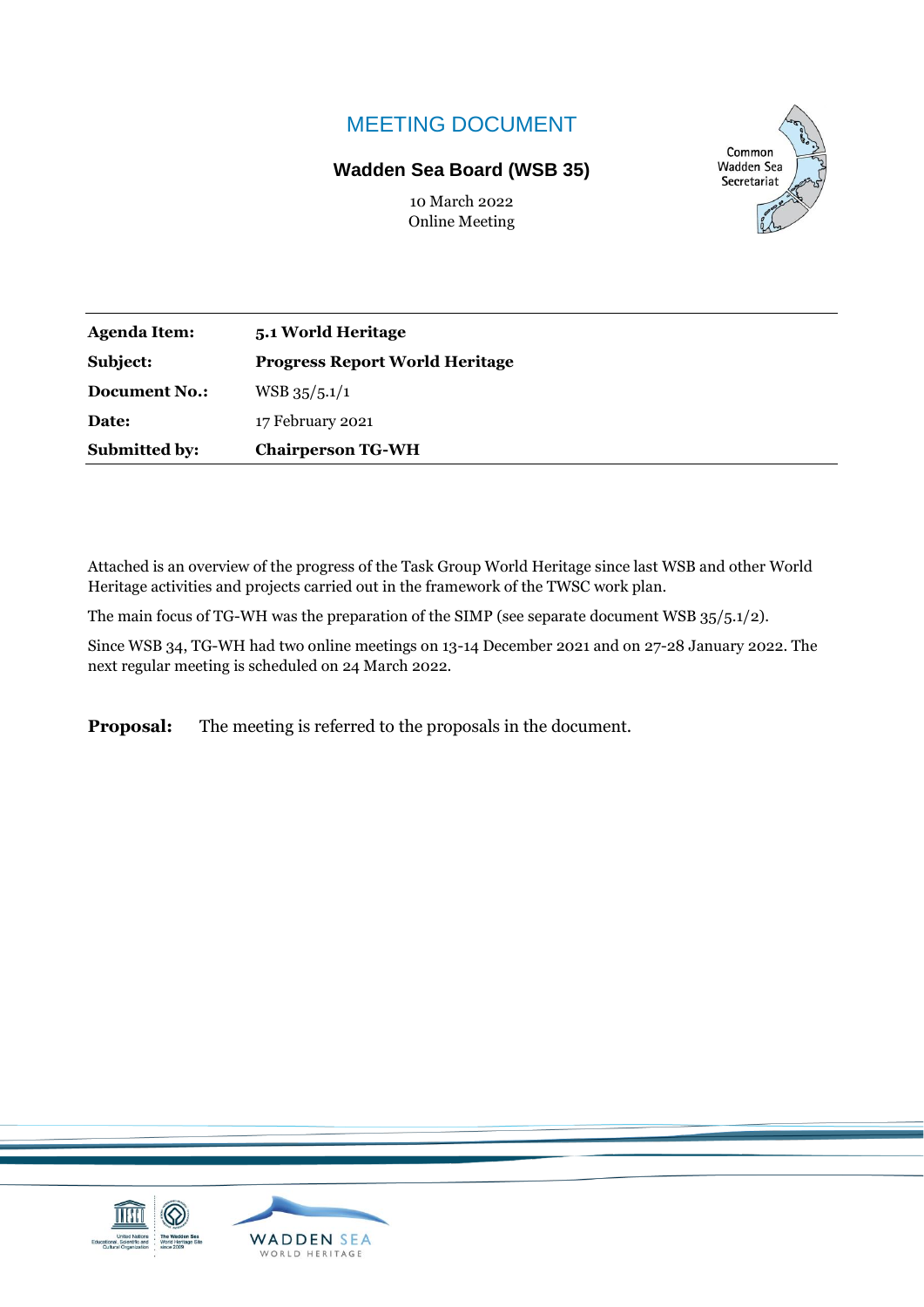# MEETING DOCUMENT

**Wadden Sea Board (WSB 35)**

10 March 2022
Online Meeting

Common Wadden Sea Secretariat

| | |
|---|---|
| **Agenda Item:** | **5.1 World Heritage** |
| **Subject:** | **Progress Report World Heritage** |
| **Document No.:** | WSB 35/5.1/1 |
| **Date:** | 17 February 2021 |
| **Submitted by:** | **Chairperson TG-WH** |

Attached is an overview of the progress of the Task Group World Heritage since last WSB and other World Heritage activities and projects carried out in the framework of the TWSC work plan.

The main focus of TG-WH was the preparation of the SIMP (see separate document WSB 35/5.1/2).

Since WSB 34, TG-WH had two online meetings on 13-14 December 2021 and on 27-28 January 2022. The next regular meeting is scheduled on 24 March 2022.

**Proposal:** The meeting is referred to the proposals in the document.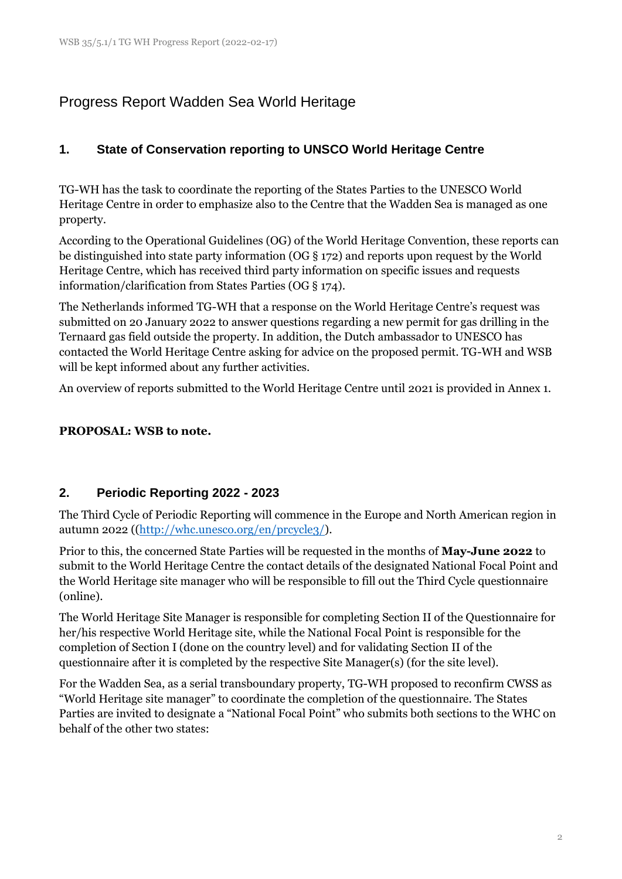# Progress Report Wadden Sea World Heritage

## 1. State of Conservation reporting to UNSCO World Heritage Centre

TG-WH has the task to coordinate the reporting of the States Parties to the UNESCO World Heritage Centre in order to emphasize also to the Centre that the Wadden Sea is managed as one property.

According to the Operational Guidelines (OG) of the World Heritage Convention, these reports can be distinguished into state party information (OG § 172) and reports upon request by the World Heritage Centre, which has received third party information on specific issues and requests information/clarification from States Parties (OG § 174).

The Netherlands informed TG-WH that a response on the World Heritage Centre's request was submitted on 20 January 2022 to answer questions regarding a new permit for gas drilling in the Ternaard gas field outside the property. In addition, the Dutch ambassador to UNESCO has contacted the World Heritage Centre asking for advice on the proposed permit. TG-WH and WSB will be kept informed about any further activities.

An overview of reports submitted to the World Heritage Centre until 2021 is provided in Annex 1.

**PROPOSAL: WSB to note.**

## 2. Periodic Reporting 2022 - 2023

The Third Cycle of Periodic Reporting will commence in the Europe and North American region in autumn 2022 ((http://whc.unesco.org/en/prcycle3/).

Prior to this, the concerned State Parties will be requested in the months of **May-June 2022** to submit to the World Heritage Centre the contact details of the designated National Focal Point and the World Heritage site manager who will be responsible to fill out the Third Cycle questionnaire (online).

The World Heritage Site Manager is responsible for completing Section II of the Questionnaire for her/his respective World Heritage site, while the National Focal Point is responsible for the completion of Section I (done on the country level) and for validating Section II of the questionnaire after it is completed by the respective Site Manager(s) (for the site level).

For the Wadden Sea, as a serial transboundary property, TG-WH proposed to reconfirm CWSS as "World Heritage site manager" to coordinate the completion of the questionnaire. The States Parties are invited to designate a "National Focal Point" who submits both sections to the WHC on behalf of the other two states: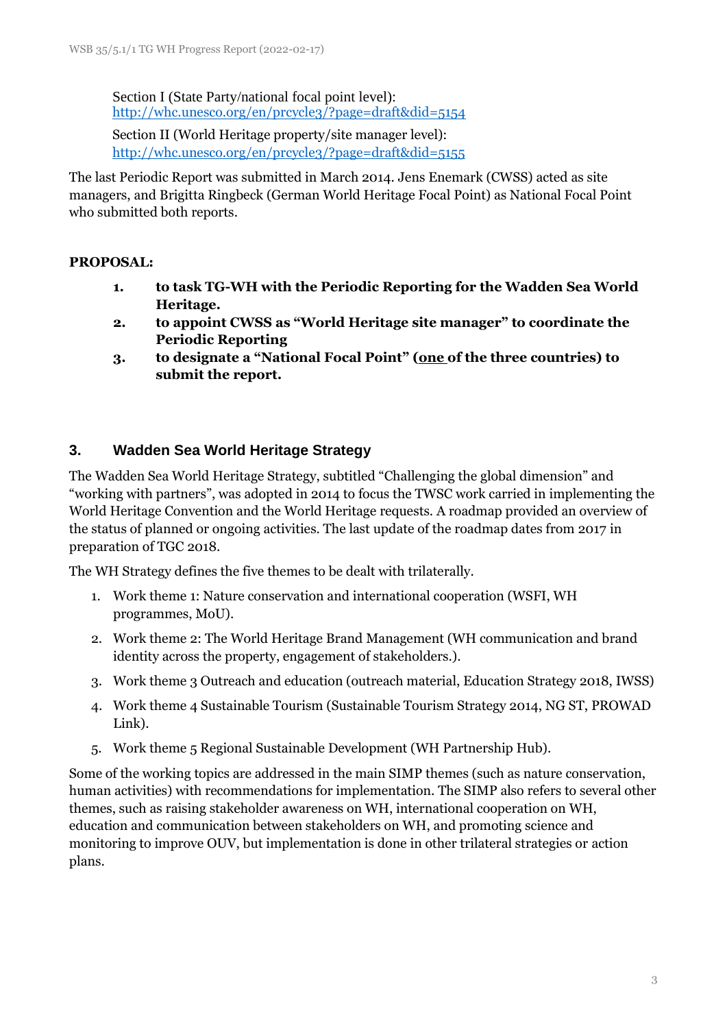Section I (State Party/national focal point level): [http://whc.unesco.org/en/prcycle3/?page=draft&did=5154](http://whc.unesco.org/en/prcycle3/?page=draft&did=5154)

Section II (World Heritage property/site manager level): [http://whc.unesco.org/en/prcycle3/?page=draft&did=5155](http://whc.unesco.org/en/prcycle3/?page=draft&did=5155)

The last Periodic Report was submitted in March 2014. Jens Enemark (CWSS) acted as site managers, and Brigitta Ringbeck (German World Heritage Focal Point) as National Focal Point who submitted both reports.

**PROPOSAL:**

1. **to task TG-WH with the Periodic Reporting for the Wadden Sea World Heritage.**
2. **to appoint CWSS as "World Heritage site manager" to coordinate the Periodic Reporting**
3. **to designate a "National Focal Point" (<u>one</u> of the three countries) to submit the report.**

## 3. Wadden Sea World Heritage Strategy

The Wadden Sea World Heritage Strategy, subtitled "Challenging the global dimension" and "working with partners", was adopted in 2014 to focus the TWSC work carried in implementing the World Heritage Convention and the World Heritage requests. A roadmap provided an overview of the status of planned or ongoing activities. The last update of the roadmap dates from 2017 in preparation of TGC 2018.

The WH Strategy defines the five themes to be dealt with trilaterally.

1. Work theme 1: Nature conservation and international cooperation (WSFI, WH programmes, MoU).
2. Work theme 2: The World Heritage Brand Management (WH communication and brand identity across the property, engagement of stakeholders.).
3. Work theme 3 Outreach and education (outreach material, Education Strategy 2018, IWSS)
4. Work theme 4 Sustainable Tourism (Sustainable Tourism Strategy 2014, NG ST, PROWAD Link).
5. Work theme 5 Regional Sustainable Development (WH Partnership Hub).

Some of the working topics are addressed in the main SIMP themes (such as nature conservation, human activities) with recommendations for implementation. The SIMP also refers to several other themes, such as raising stakeholder awareness on WH, international cooperation on WH, education and communication between stakeholders on WH, and promoting science and monitoring to improve OUV, but implementation is done in other trilateral strategies or action plans.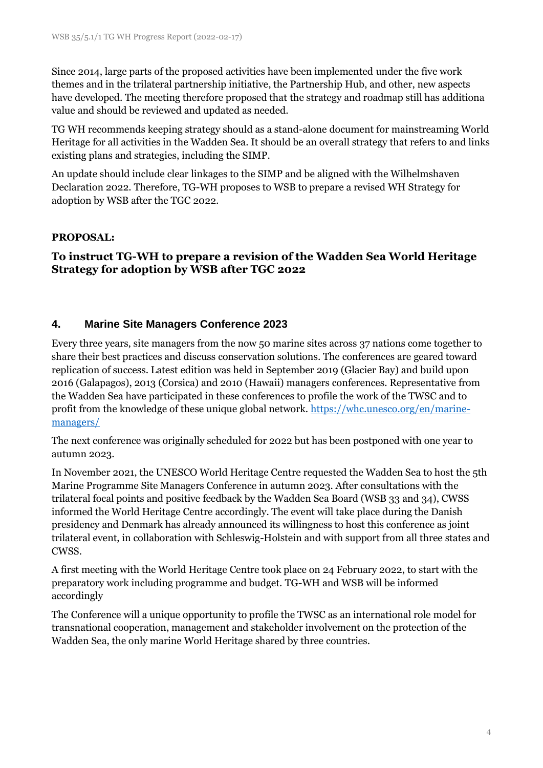Since 2014, large parts of the proposed activities have been implemented under the five work themes and in the trilateral partnership initiative, the Partnership Hub, and other, new aspects have developed. The meeting therefore proposed that the strategy and roadmap still has additiona value and should be reviewed and updated as needed.

TG WH recommends keeping strategy should as a stand-alone document for mainstreaming World Heritage for all activities in the Wadden Sea. It should be an overall strategy that refers to and links existing plans and strategies, including the SIMP.

An update should include clear linkages to the SIMP and be aligned with the Wilhelmshaven Declaration 2022. Therefore, TG-WH proposes to WSB to prepare a revised WH Strategy for adoption by WSB after the TGC 2022.

**PROPOSAL:**

**To instruct TG-WH to prepare a revision of the Wadden Sea World Heritage Strategy for adoption by WSB after TGC 2022**

## 4. Marine Site Managers Conference 2023

Every three years, site managers from the now 50 marine sites across 37 nations come together to share their best practices and discuss conservation solutions. The conferences are geared toward replication of success. Latest edition was held in September 2019 (Glacier Bay) and build upon 2016 (Galapagos), 2013 (Corsica) and 2010 (Hawaii) managers conferences. Representative from the Wadden Sea have participated in these conferences to profile the work of the TWSC and to profit from the knowledge of these unique global network. https://whc.unesco.org/en/marine-managers/

The next conference was originally scheduled for 2022 but has been postponed with one year to autumn 2023.

In November 2021, the UNESCO World Heritage Centre requested the Wadden Sea to host the 5th Marine Programme Site Managers Conference in autumn 2023. After consultations with the trilateral focal points and positive feedback by the Wadden Sea Board (WSB 33 and 34), CWSS informed the World Heritage Centre accordingly. The event will take place during the Danish presidency and Denmark has already announced its willingness to host this conference as joint trilateral event, in collaboration with Schleswig-Holstein and with support from all three states and CWSS.

A first meeting with the World Heritage Centre took place on 24 February 2022, to start with the preparatory work including programme and budget. TG-WH and WSB will be informed accordingly

The Conference will a unique opportunity to profile the TWSC as an international role model for transnational cooperation, management and stakeholder involvement on the protection of the Wadden Sea, the only marine World Heritage shared by three countries.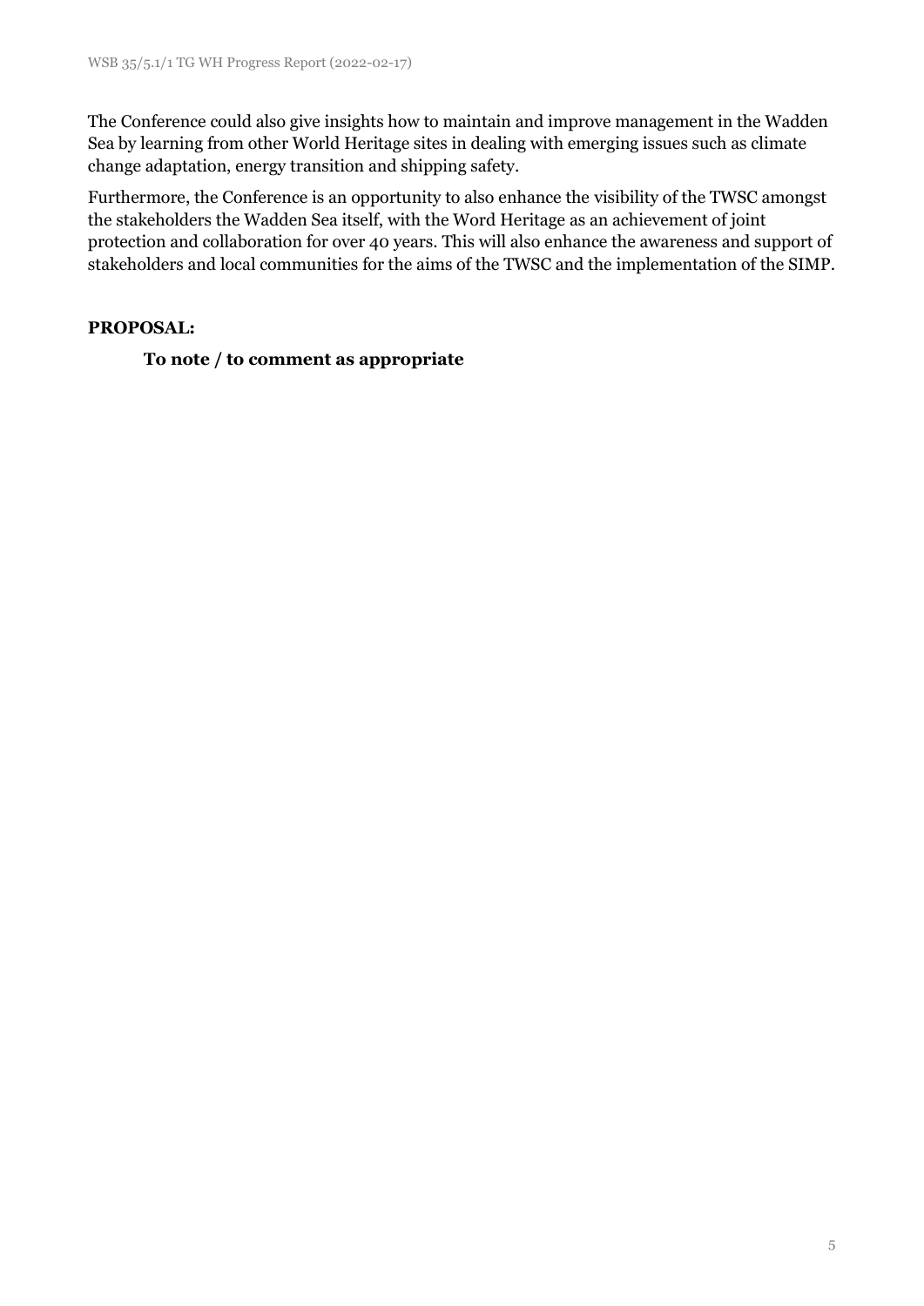The Conference could also give insights how to maintain and improve management in the Wadden Sea by learning from other World Heritage sites in dealing with emerging issues such as climate change adaptation, energy transition and shipping safety.

Furthermore, the Conference is an opportunity to also enhance the visibility of the TWSC amongst the stakeholders the Wadden Sea itself, with the Word Heritage as an achievement of joint protection and collaboration for over 40 years. This will also enhance the awareness and support of stakeholders and local communities for the aims of the TWSC and the implementation of the SIMP.

**PROPOSAL:**

**To note / to comment as appropriate**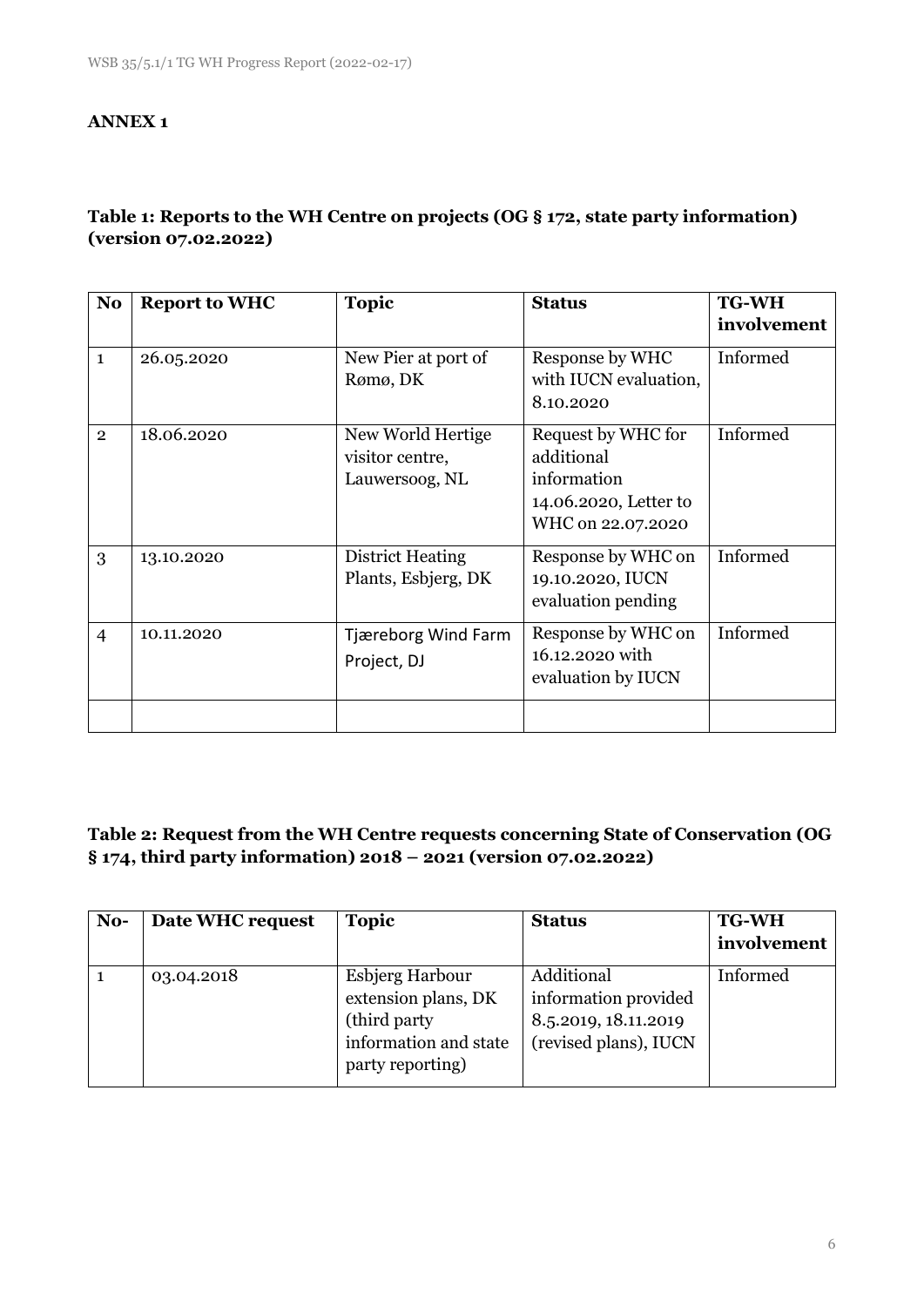**ANNEX 1**

**Table 1: Reports to the WH Centre on projects (OG § 172, state party information) (version 07.02.2022)**

| No | Report to WHC | Topic | Status | TG-WH involvement |
|---|---|---|---|---|
| 1 | 26.05.2020 | New Pier at port of Rømø, DK | Response by WHC with IUCN evaluation, 8.10.2020 | Informed |
| 2 | 18.06.2020 | New World Hertige visitor centre, Lauwersoog, NL | Request by WHC for additional information 14.06.2020, Letter to WHC on 22.07.2020 | Informed |
| 3 | 13.10.2020 | District Heating Plants, Esbjerg, DK | Response by WHC on 19.10.2020, IUCN evaluation pending | Informed |
| 4 | 10.11.2020 | Tjæreborg Wind Farm Project, DJ | Response by WHC on 16.12.2020 with evaluation by IUCN | Informed |
| | | | | |

**Table 2: Request from the WH Centre requests concerning State of Conservation (OG § 174, third party information) 2018 – 2021 (version 07.02.2022)**

| No- | Date WHC request | Topic | Status | TG-WH involvement |
|---|---|---|---|---|
| 1 | 03.04.2018 | Esbjerg Harbour extension plans, DK (third party information and state party reporting) | Additional information provided 8.5.2019, 18.11.2019 (revised plans), IUCN | Informed |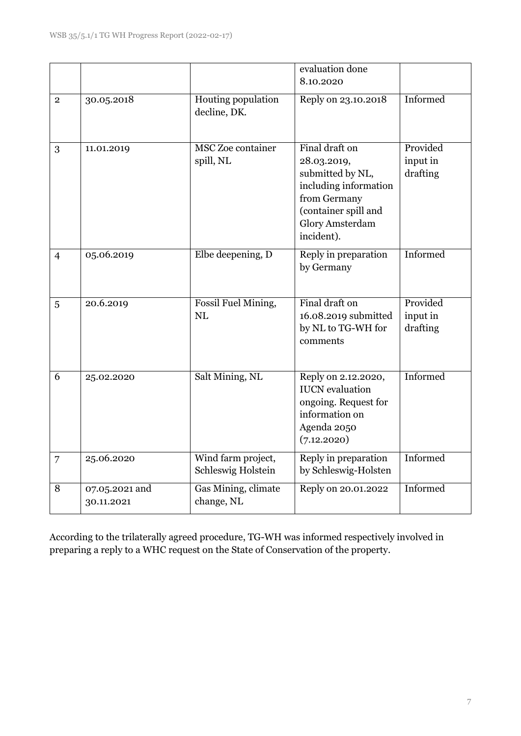| | | | | |
|---|---|---|---|---|
| | | | evaluation done 8.10.2020 | |
| 2 | 30.05.2018 | Houting population decline, DK. | Reply on 23.10.2018 | Informed |
| 3 | 11.01.2019 | MSC Zoe container spill, NL | Final draft on 28.03.2019, submitted by NL, including information from Germany (container spill and Glory Amsterdam incident). | Provided input in drafting |
| 4 | 05.06.2019 | Elbe deepening, D | Reply in preparation by Germany | Informed |
| 5 | 20.6.2019 | Fossil Fuel Mining, NL | Final draft on 16.08.2019 submitted by NL to TG-WH for comments | Provided input in drafting |
| 6 | 25.02.2020 | Salt Mining, NL | Reply on 2.12.2020, IUCN evaluation ongoing. Request for information on Agenda 2050 (7.12.2020) | Informed |
| 7 | 25.06.2020 | Wind farm project, Schleswig Holstein | Reply in preparation by Schleswig-Holsten | Informed |
| 8 | 07.05.2021 and 30.11.2021 | Gas Mining, climate change, NL | Reply on 20.01.2022 | Informed |

According to the trilaterally agreed procedure, TG-WH was informed respectively involved in preparing a reply to a WHC request on the State of Conservation of the property.